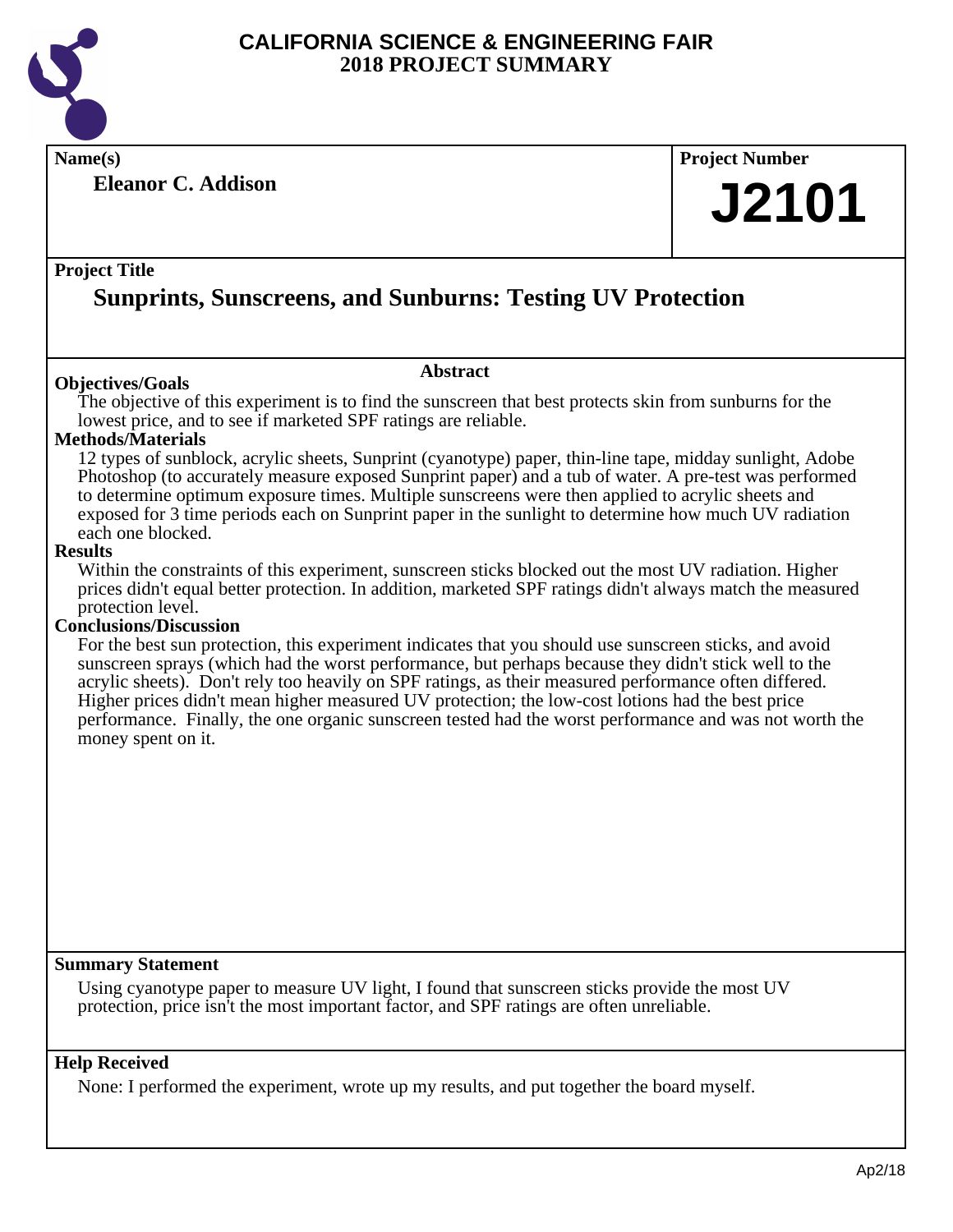# CALIFORNIA SCIENCE & ENGINEERING FAIR
## 2018 PROJECT SUMMARY

**Name(s)**

**Eleanor C. Addison**

**Project Number**

**J2101**

**Project Title**

## Sunprints, Sunscreens, and Sunburns: Testing UV Protection

### Abstract

**Objectives/Goals**

The objective of this experiment is to find the sunscreen that best protects skin from sunburns for the lowest price, and to see if marketed SPF ratings are reliable.

**Methods/Materials**

12 types of sunblock, acrylic sheets, Sunprint (cyanotype) paper, thin-line tape, midday sunlight, Adobe Photoshop (to accurately measure exposed Sunprint paper) and a tub of water. A pre-test was performed to determine optimum exposure times. Multiple sunscreens were then applied to acrylic sheets and exposed for 3 time periods each on Sunprint paper in the sunlight to determine how much UV radiation each one blocked.

**Results**

Within the constraints of this experiment, sunscreen sticks blocked out the most UV radiation. Higher prices didn't equal better protection. In addition, marketed SPF ratings didn't always match the measured protection level.

**Conclusions/Discussion**

For the best sun protection, this experiment indicates that you should use sunscreen sticks, and avoid sunscreen sprays (which had the worst performance, but perhaps because they didn't stick well to the acrylic sheets). Don't rely too heavily on SPF ratings, as their measured performance often differed. Higher prices didn't mean higher measured UV protection; the low-cost lotions had the best price performance. Finally, the one organic sunscreen tested had the worst performance and was not worth the money spent on it.

**Summary Statement**

Using cyanotype paper to measure UV light, I found that sunscreen sticks provide the most UV protection, price isn't the most important factor, and SPF ratings are often unreliable.

**Help Received**

None: I performed the experiment, wrote up my results, and put together the board myself.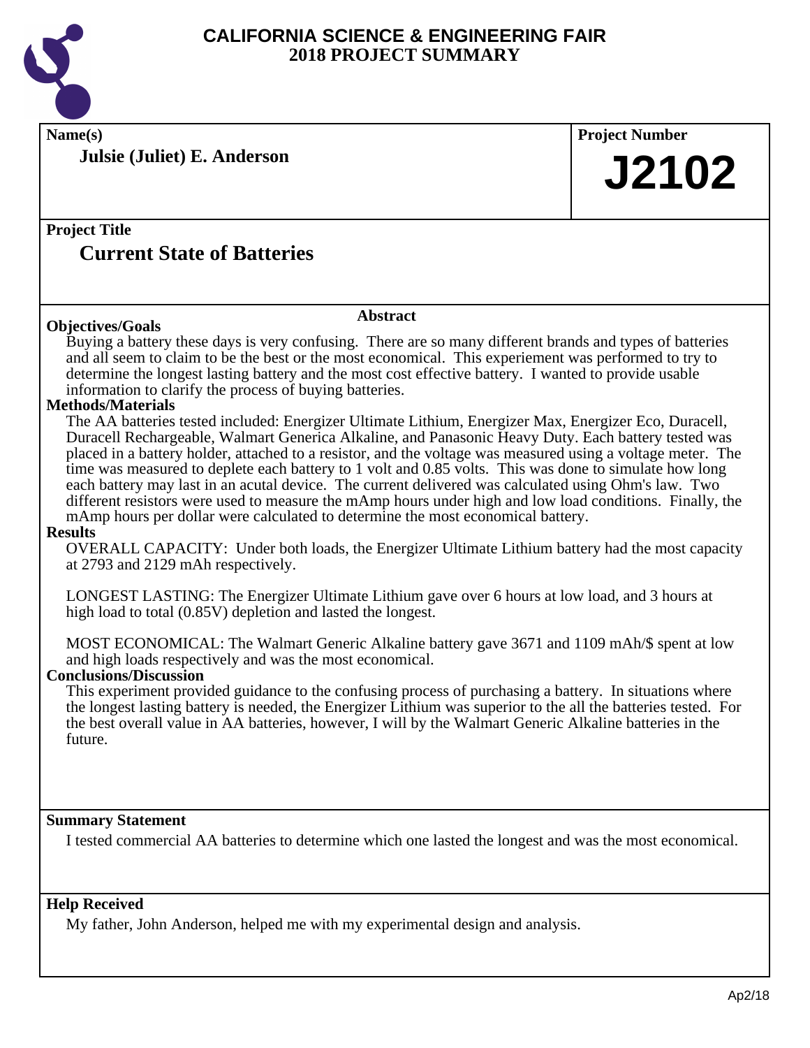# CALIFORNIA SCIENCE & ENGINEERING FAIR
## 2018 PROJECT SUMMARY

**Name(s)**

**Julsie (Juliet) E. Anderson**

**Project Number**

**J2102**

**Project Title**

## Current State of Batteries

### Abstract

**Objectives/Goals**

Buying a battery these days is very confusing. There are so many different brands and types of batteries and all seem to claim to be the best or the most economical. This experiement was performed to try to determine the longest lasting battery and the most cost effective battery. I wanted to provide usable information to clarify the process of buying batteries.

**Methods/Materials**

The AA batteries tested included: Energizer Ultimate Lithium, Energizer Max, Energizer Eco, Duracell, Duracell Rechargeable, Walmart Generica Alkaline, and Panasonic Heavy Duty. Each battery tested was placed in a battery holder, attached to a resistor, and the voltage was measured using a voltage meter. The time was measured to deplete each battery to 1 volt and 0.85 volts. This was done to simulate how long each battery may last in an acutal device. The current delivered was calculated using Ohm's law. Two different resistors were used to measure the mAmp hours under high and low load conditions. Finally, the mAmp hours per dollar were calculated to determine the most economical battery.

**Results**

OVERALL CAPACITY: Under both loads, the Energizer Ultimate Lithium battery had the most capacity at 2793 and 2129 mAh respectively.

LONGEST LASTING: The Energizer Ultimate Lithium gave over 6 hours at low load, and 3 hours at high load to total (0.85V) depletion and lasted the longest.

MOST ECONOMICAL: The Walmart Generic Alkaline battery gave 3671 and 1109 mAh/$ spent at low and high loads respectively and was the most economical.

**Conclusions/Discussion**

This experiment provided guidance to the confusing process of purchasing a battery. In situations where the longest lasting battery is needed, the Energizer Lithium was superior to the all the batteries tested. For the best overall value in AA batteries, however, I will by the Walmart Generic Alkaline batteries in the future.

**Summary Statement**

I tested commercial AA batteries to determine which one lasted the longest and was the most economical.

**Help Received**

My father, John Anderson, helped me with my experimental design and analysis.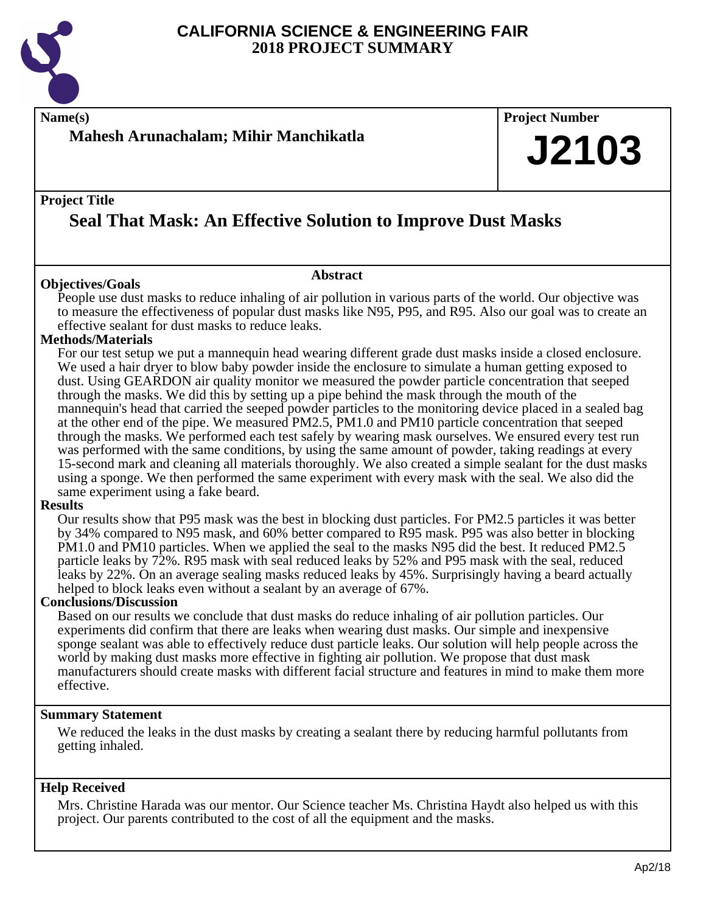# CALIFORNIA SCIENCE & ENGINEERING FAIR
# 2018 PROJECT SUMMARY

**Name(s)**

**Mahesh Arunachalam; Mihir Manchikatla**

**Project Number**

**J2103**

**Project Title**

## Seal That Mask: An Effective Solution to Improve Dust Masks

### Abstract

**Objectives/Goals**

People use dust masks to reduce inhaling of air pollution in various parts of the world. Our objective was to measure the effectiveness of popular dust masks like N95, P95, and R95. Also our goal was to create an effective sealant for dust masks to reduce leaks.

**Methods/Materials**

For our test setup we put a mannequin head wearing different grade dust masks inside a closed enclosure. We used a hair dryer to blow baby powder inside the enclosure to simulate a human getting exposed to dust. Using GEARDON air quality monitor we measured the powder particle concentration that seeped through the masks. We did this by setting up a pipe behind the mask through the mouth of the mannequin's head that carried the seeped powder particles to the monitoring device placed in a sealed bag at the other end of the pipe. We measured PM2.5, PM1.0 and PM10 particle concentration that seeped through the masks. We performed each test safely by wearing mask ourselves. We ensured every test run was performed with the same conditions, by using the same amount of powder, taking readings at every 15-second mark and cleaning all materials thoroughly. We also created a simple sealant for the dust masks using a sponge. We then performed the same experiment with every mask with the seal. We also did the same experiment using a fake beard.

**Results**

Our results show that P95 mask was the best in blocking dust particles. For PM2.5 particles it was better by 34% compared to N95 mask, and 60% better compared to R95 mask. P95 was also better in blocking PM1.0 and PM10 particles. When we applied the seal to the masks N95 did the best. It reduced PM2.5 particle leaks by 72%. R95 mask with seal reduced leaks by 52% and P95 mask with the seal, reduced leaks by 22%. On an average sealing masks reduced leaks by 45%. Surprisingly having a beard actually helped to block leaks even without a sealant by an average of 67%.

**Conclusions/Discussion**

Based on our results we conclude that dust masks do reduce inhaling of air pollution particles. Our experiments did confirm that there are leaks when wearing dust masks. Our simple and inexpensive sponge sealant was able to effectively reduce dust particle leaks. Our solution will help people across the world by making dust masks more effective in fighting air pollution. We propose that dust mask manufacturers should create masks with different facial structure and features in mind to make them more effective.

**Summary Statement**

We reduced the leaks in the dust masks by creating a sealant there by reducing harmful pollutants from getting inhaled.

**Help Received**

Mrs. Christine Harada was our mentor. Our Science teacher Ms. Christina Haydt also helped us with this project. Our parents contributed to the cost of all the equipment and the masks.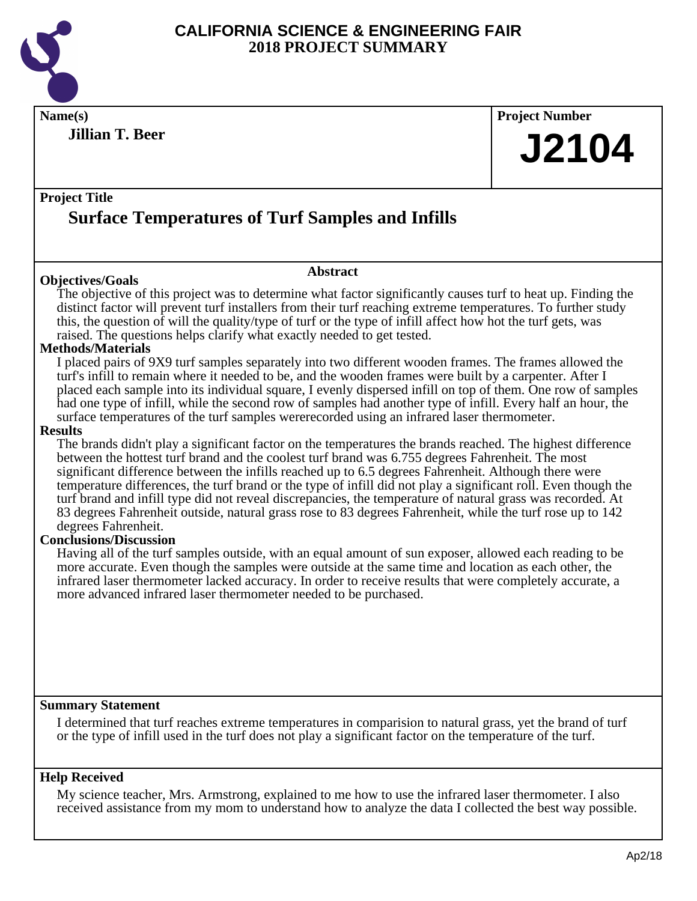# CALIFORNIA SCIENCE & ENGINEERING FAIR
## 2018 PROJECT SUMMARY

**Name(s)**

**Jillian T. Beer**

**Project Number**

**J2104**

**Project Title**

## Surface Temperatures of Turf Samples and Infills

**Abstract**

**Objectives/Goals**

The objective of this project was to determine what factor significantly causes turf to heat up. Finding the distinct factor will prevent turf installers from their turf reaching extreme temperatures. To further study this, the question of will the quality/type of turf or the type of infill affect how hot the turf gets, was raised. The questions helps clarify what exactly needed to get tested.

**Methods/Materials**

I placed pairs of 9X9 turf samples separately into two different wooden frames. The frames allowed the turf's infill to remain where it needed to be, and the wooden frames were built by a carpenter. After I placed each sample into its individual square, I evenly dispersed infill on top of them. One row of samples had one type of infill, while the second row of samples had another type of infill. Every half an hour, the surface temperatures of the turf samples wererecorded using an infrared laser thermometer.

**Results**

The brands didn't play a significant factor on the temperatures the brands reached. The highest difference between the hottest turf brand and the coolest turf brand was 6.755 degrees Fahrenheit. The most significant difference between the infills reached up to 6.5 degrees Fahrenheit. Although there were temperature differences, the turf brand or the type of infill did not play a significant roll. Even though the turf brand and infill type did not reveal discrepancies, the temperature of natural grass was recorded. At 83 degrees Fahrenheit outside, natural grass rose to 83 degrees Fahrenheit, while the turf rose up to 142 degrees Fahrenheit.

**Conclusions/Discussion**

Having all of the turf samples outside, with an equal amount of sun exposer, allowed each reading to be more accurate. Even though the samples were outside at the same time and location as each other, the infrared laser thermometer lacked accuracy. In order to receive results that were completely accurate, a more advanced infrared laser thermometer needed to be purchased.

**Summary Statement**

I determined that turf reaches extreme temperatures in comparision to natural grass, yet the brand of turf or the type of infill used in the turf does not play a significant factor on the temperature of the turf.

**Help Received**

My science teacher, Mrs. Armstrong, explained to me how to use the infrared laser thermometer. I also received assistance from my mom to understand how to analyze the data I collected the best way possible.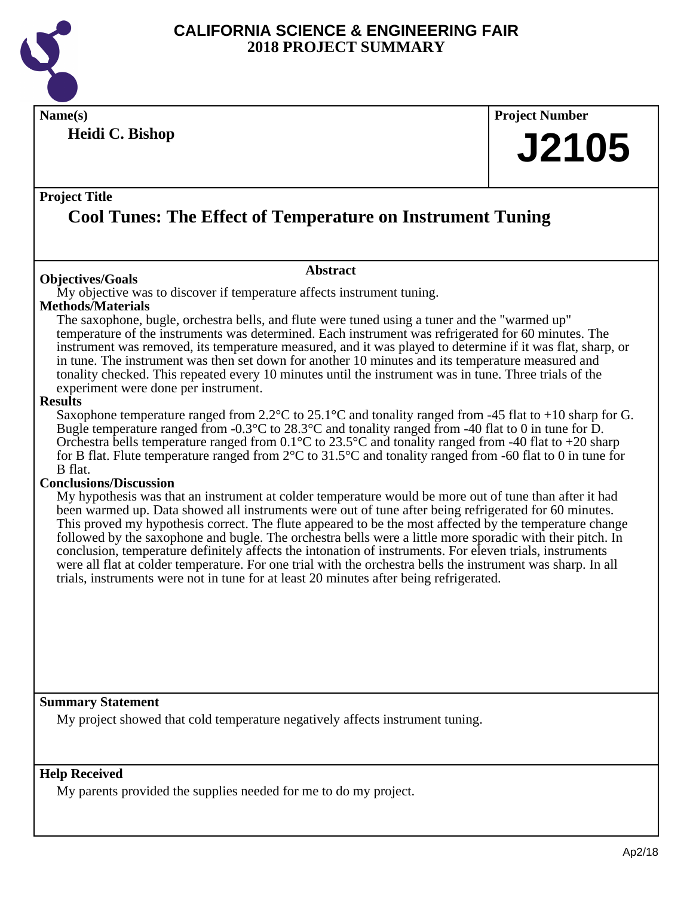# CALIFORNIA SCIENCE & ENGINEERING FAIR
# 2018 PROJECT SUMMARY

**Name(s)**

**Heidi C. Bishop**

**Project Number**

**J2105**

**Project Title**

## Cool Tunes: The Effect of Temperature on Instrument Tuning

### Abstract

**Objectives/Goals**

My objective was to discover if temperature affects instrument tuning.

**Methods/Materials**

The saxophone, bugle, orchestra bells, and flute were tuned using a tuner and the "warmed up" temperature of the instruments was determined. Each instrument was refrigerated for 60 minutes. The instrument was removed, its temperature measured, and it was played to determine if it was flat, sharp, or in tune. The instrument was then set down for another 10 minutes and its temperature measured and tonality checked. This repeated every 10 minutes until the instrument was in tune. Three trials of the experiment were done per instrument.

**Results**

Saxophone temperature ranged from 2.2°C to 25.1°C and tonality ranged from -45 flat to +10 sharp for G. Bugle temperature ranged from -0.3°C to 28.3°C and tonality ranged from -40 flat to 0 in tune for D. Orchestra bells temperature ranged from 0.1°C to 23.5°C and tonality ranged from -40 flat to +20 sharp for B flat. Flute temperature ranged from 2°C to 31.5°C and tonality ranged from -60 flat to 0 in tune for B flat.

**Conclusions/Discussion**

My hypothesis was that an instrument at colder temperature would be more out of tune than after it had been warmed up. Data showed all instruments were out of tune after being refrigerated for 60 minutes. This proved my hypothesis correct. The flute appeared to be the most affected by the temperature change followed by the saxophone and bugle. The orchestra bells were a little more sporadic with their pitch. In conclusion, temperature definitely affects the intonation of instruments. For eleven trials, instruments were all flat at colder temperature. For one trial with the orchestra bells the instrument was sharp. In all trials, instruments were not in tune for at least 20 minutes after being refrigerated.

**Summary Statement**

My project showed that cold temperature negatively affects instrument tuning.

**Help Received**

My parents provided the supplies needed for me to do my project.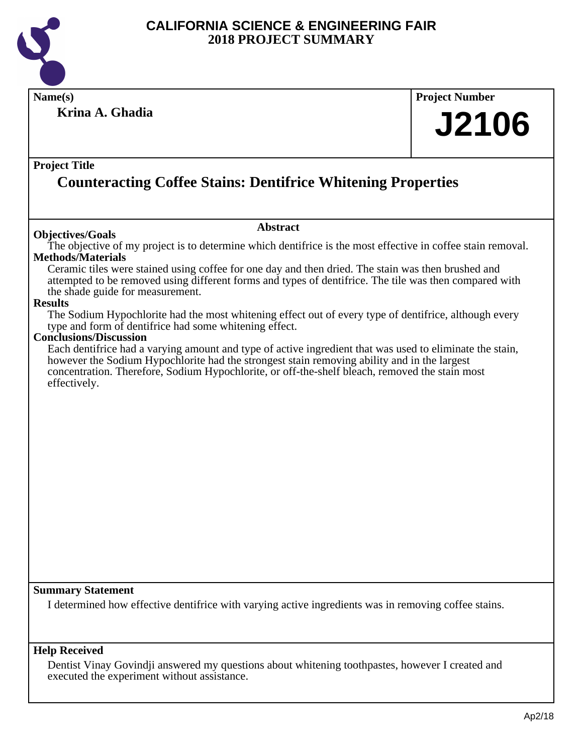# CALIFORNIA SCIENCE & ENGINEERING FAIR
## 2018 PROJECT SUMMARY

**Name(s)**

**Krina A. Ghadia**

**Project Number**

**J2106**

**Project Title**

## Counteracting Coffee Stains: Dentifrice Whitening Properties

### Abstract

**Objectives/Goals**

The objective of my project is to determine which dentifrice is the most effective in coffee stain removal.

**Methods/Materials**

Ceramic tiles were stained using coffee for one day and then dried. The stain was then brushed and attempted to be removed using different forms and types of dentifrice. The tile was then compared with the shade guide for measurement.

**Results**

The Sodium Hypochlorite had the most whitening effect out of every type of dentifrice, although every type and form of dentifrice had some whitening effect.

**Conclusions/Discussion**

Each dentifrice had a varying amount and type of active ingredient that was used to eliminate the stain, however the Sodium Hypochlorite had the strongest stain removing ability and in the largest concentration. Therefore, Sodium Hypochlorite, or off-the-shelf bleach, removed the stain most effectively.

**Summary Statement**

I determined how effective dentifrice with varying active ingredients was in removing coffee stains.

**Help Received**

Dentist Vinay Govindji answered my questions about whitening toothpastes, however I created and executed the experiment without assistance.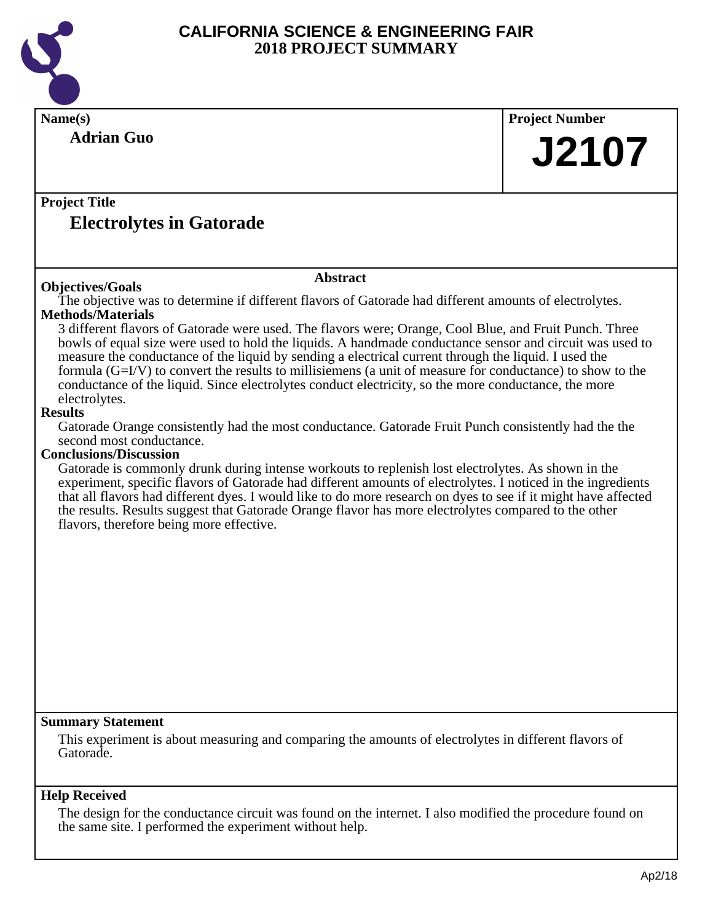# CALIFORNIA SCIENCE & ENGINEERING FAIR 2018 PROJECT SUMMARY

**Name(s)**

**Adrian Guo**

**Project Number**

**J2107**

**Project Title**

## Electrolytes in Gatorade

### Abstract

**Objectives/Goals**

The objective was to determine if different flavors of Gatorade had different amounts of electrolytes.

**Methods/Materials**

3 different flavors of Gatorade were used. The flavors were; Orange, Cool Blue, and Fruit Punch. Three bowls of equal size were used to hold the liquids. A handmade conductance sensor and circuit was used to measure the conductance of the liquid by sending a electrical current through the liquid. I used the formula ($G=I/V$) to convert the results to millisiemens (a unit of measure for conductance) to show to the conductance of the liquid. Since electrolytes conduct electricity, so the more conductance, the more electrolytes.

**Results**

Gatorade Orange consistently had the most conductance. Gatorade Fruit Punch consistently had the the second most conductance.

**Conclusions/Discussion**

Gatorade is commonly drunk during intense workouts to replenish lost electrolytes. As shown in the experiment, specific flavors of Gatorade had different amounts of electrolytes. I noticed in the ingredients that all flavors had different dyes. I would like to do more research on dyes to see if it might have affected the results. Results suggest that Gatorade Orange flavor has more electrolytes compared to the other flavors, therefore being more effective.

**Summary Statement**

This experiment is about measuring and comparing the amounts of electrolytes in different flavors of Gatorade.

**Help Received**

The design for the conductance circuit was found on the internet. I also modified the procedure found on the same site. I performed the experiment without help.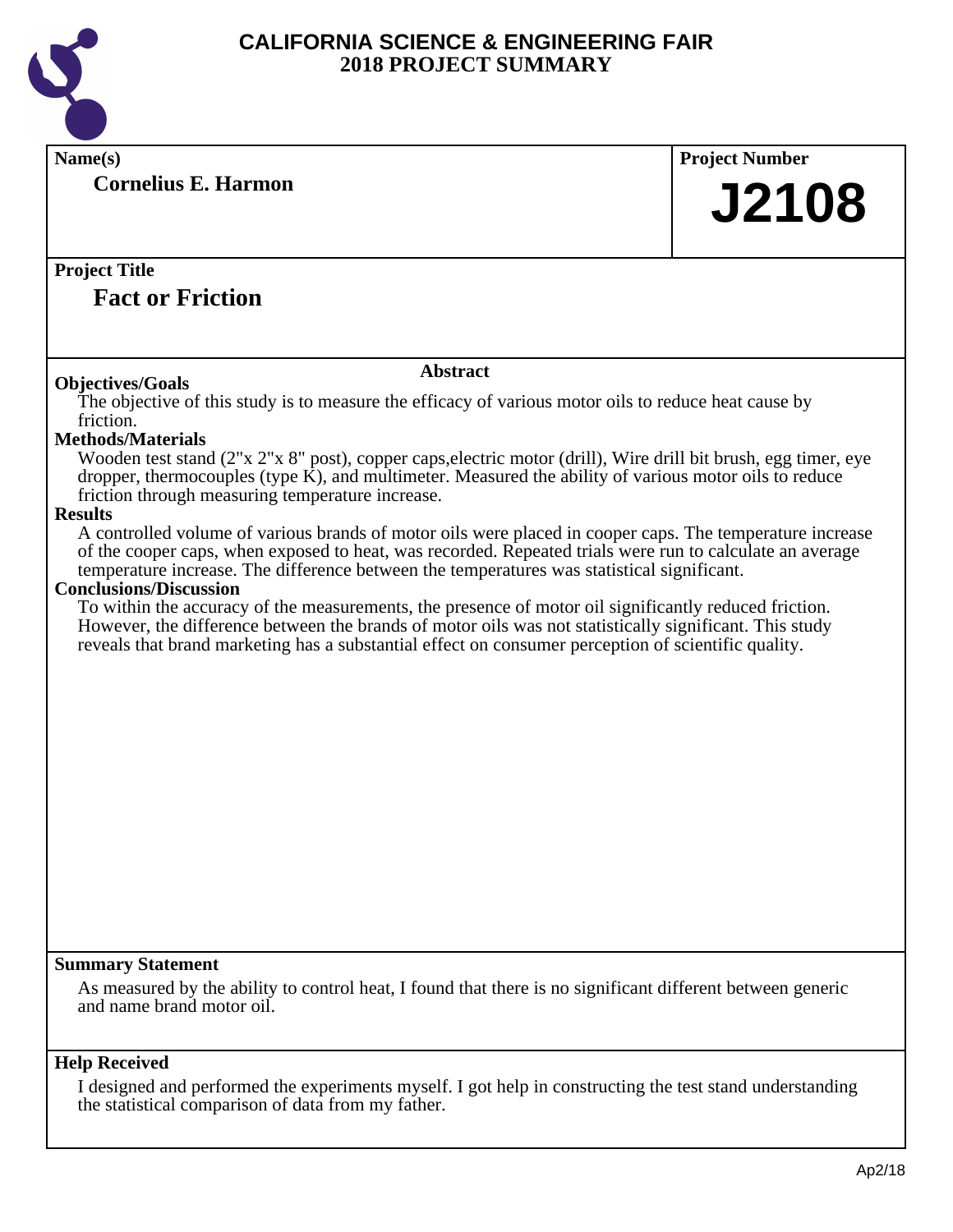# CALIFORNIA SCIENCE & ENGINEERING FAIR
## 2018 PROJECT SUMMARY

**Name(s)**

**Cornelius E. Harmon**

**Project Number**

# J2108

**Project Title**

## Fact or Friction

### Abstract

**Objectives/Goals**

The objective of this study is to measure the efficacy of various motor oils to reduce heat cause by friction.

**Methods/Materials**

Wooden test stand (2"x 2"x 8" post), copper caps,electric motor (drill), Wire drill bit brush, egg timer, eye dropper, thermocouples (type K), and multimeter. Measured the ability of various motor oils to reduce friction through measuring temperature increase.

**Results**

A controlled volume of various brands of motor oils were placed in cooper caps. The temperature increase of the cooper caps, when exposed to heat, was recorded. Repeated trials were run to calculate an average temperature increase. The difference between the temperatures was statistical significant.

**Conclusions/Discussion**

To within the accuracy of the measurements, the presence of motor oil significantly reduced friction. However, the difference between the brands of motor oils was not statistically significant. This study reveals that brand marketing has a substantial effect on consumer perception of scientific quality.

**Summary Statement**

As measured by the ability to control heat, I found that there is no significant different between generic and name brand motor oil.

**Help Received**

I designed and performed the experiments myself. I got help in constructing the test stand understanding the statistical comparison of data from my father.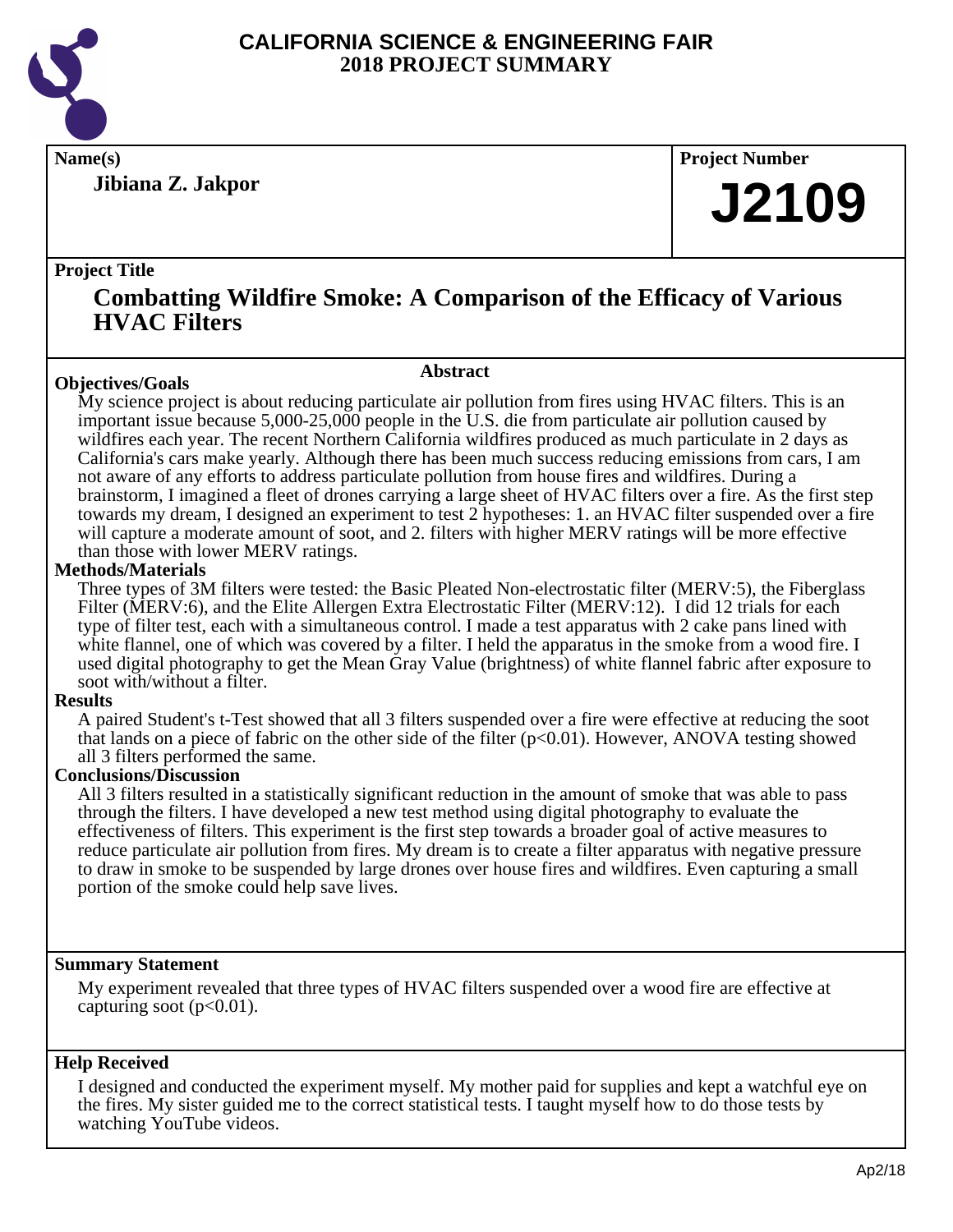# CALIFORNIA SCIENCE & ENGINEERING FAIR
## 2018 PROJECT SUMMARY

**Name(s)**

**Jibiana Z. Jakpor**

**Project Number**

# J2109

**Project Title**

## Combatting Wildfire Smoke: A Comparison of the Efficacy of Various HVAC Filters

### Abstract

**Objectives/Goals**

My science project is about reducing particulate air pollution from fires using HVAC filters. This is an important issue because 5,000-25,000 people in the U.S. die from particulate air pollution caused by wildfires each year. The recent Northern California wildfires produced as much particulate in 2 days as California's cars make yearly. Although there has been much success reducing emissions from cars, I am not aware of any efforts to address particulate pollution from house fires and wildfires. During a brainstorm, I imagined a fleet of drones carrying a large sheet of HVAC filters over a fire. As the first step towards my dream, I designed an experiment to test 2 hypotheses: 1. an HVAC filter suspended over a fire will capture a moderate amount of soot, and 2. filters with higher MERV ratings will be more effective than those with lower MERV ratings.

**Methods/Materials**

Three types of 3M filters were tested: the Basic Pleated Non-electrostatic filter (MERV:5), the Fiberglass Filter (MERV:6), and the Elite Allergen Extra Electrostatic Filter (MERV:12). I did 12 trials for each type of filter test, each with a simultaneous control. I made a test apparatus with 2 cake pans lined with white flannel, one of which was covered by a filter. I held the apparatus in the smoke from a wood fire. I used digital photography to get the Mean Gray Value (brightness) of white flannel fabric after exposure to soot with/without a filter.

**Results**

A paired Student's t-Test showed that all 3 filters suspended over a fire were effective at reducing the soot that lands on a piece of fabric on the other side of the filter ($p<0.01$). However, ANOVA testing showed all 3 filters performed the same.

**Conclusions/Discussion**

All 3 filters resulted in a statistically significant reduction in the amount of smoke that was able to pass through the filters. I have developed a new test method using digital photography to evaluate the effectiveness of filters. This experiment is the first step towards a broader goal of active measures to reduce particulate air pollution from fires. My dream is to create a filter apparatus with negative pressure to draw in smoke to be suspended by large drones over house fires and wildfires. Even capturing a small portion of the smoke could help save lives.

**Summary Statement**

My experiment revealed that three types of HVAC filters suspended over a wood fire are effective at capturing soot ($p<0.01$).

**Help Received**

I designed and conducted the experiment myself. My mother paid for supplies and kept a watchful eye on the fires. My sister guided me to the correct statistical tests. I taught myself how to do those tests by watching YouTube videos.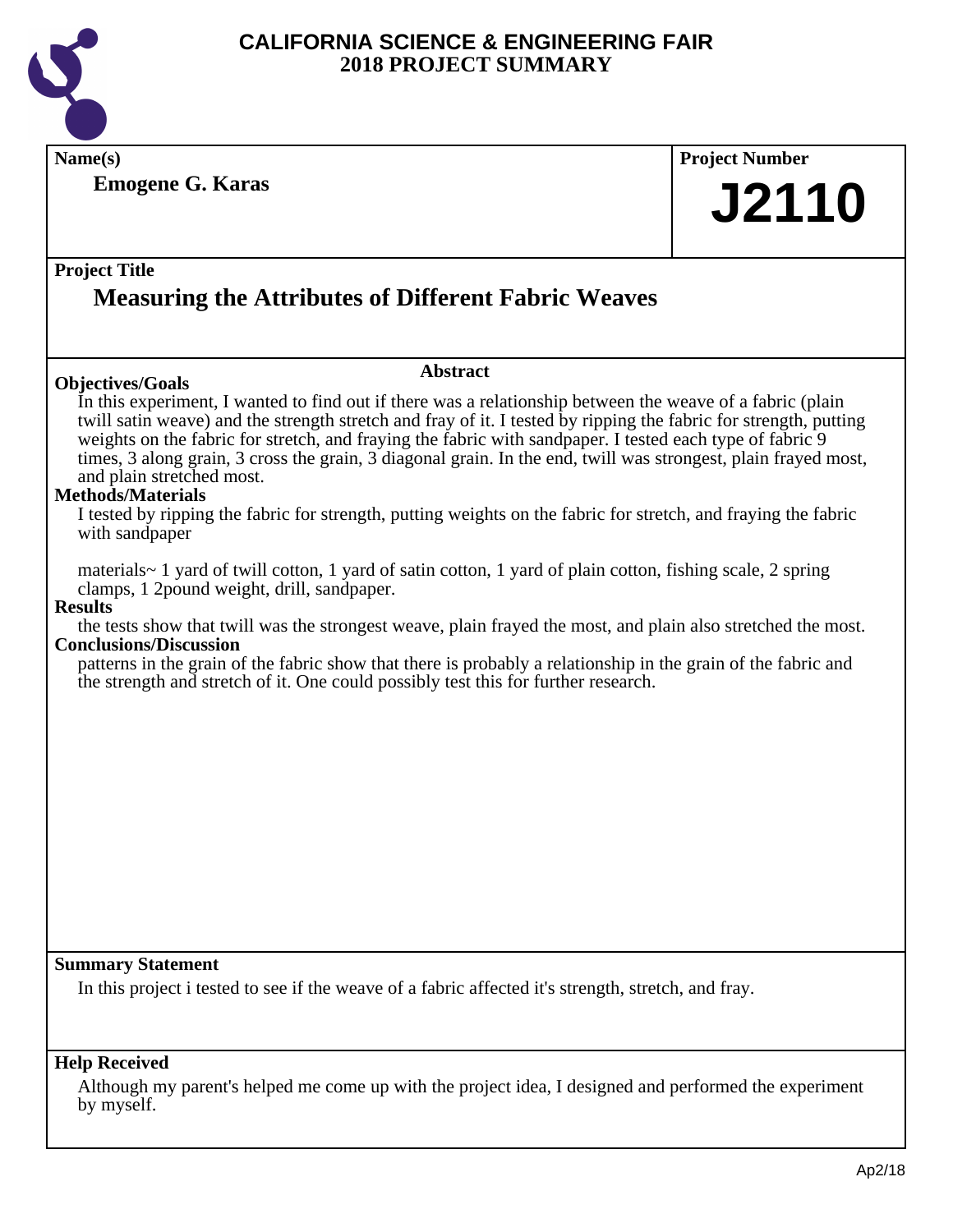# CALIFORNIA SCIENCE & ENGINEERING FAIR
## 2018 PROJECT SUMMARY

**Name(s)**

**Emogene G. Karas**

**Project Number**

**J2110**

**Project Title**

## Measuring the Attributes of Different Fabric Weaves

### Abstract

**Objectives/Goals**

In this experiment, I wanted to find out if there was a relationship between the weave of a fabric (plain twill satin weave) and the strength stretch and fray of it. I tested by ripping the fabric for strength, putting weights on the fabric for stretch, and fraying the fabric with sandpaper. I tested each type of fabric 9 times, 3 along grain, 3 cross the grain, 3 diagonal grain. In the end, twill was strongest, plain frayed most, and plain stretched most.

**Methods/Materials**

I tested by ripping the fabric for strength, putting weights on the fabric for stretch, and fraying the fabric with sandpaper

materials~ 1 yard of twill cotton, 1 yard of satin cotton, 1 yard of plain cotton, fishing scale, 2 spring clamps, 1 2pound weight, drill, sandpaper.

**Results**

the tests show that twill was the strongest weave, plain frayed the most, and plain also stretched the most.

**Conclusions/Discussion**

patterns in the grain of the fabric show that there is probably a relationship in the grain of the fabric and the strength and stretch of it. One could possibly test this for further research.

**Summary Statement**

In this project i tested to see if the weave of a fabric affected it's strength, stretch, and fray.

**Help Received**

Although my parent's helped me come up with the project idea, I designed and performed the experiment by myself.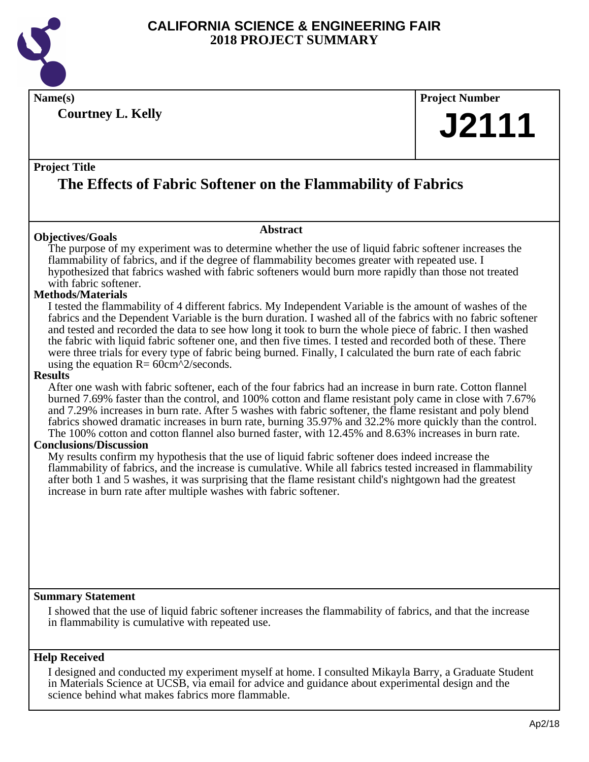# CALIFORNIA SCIENCE & ENGINEERING FAIR
# 2018 PROJECT SUMMARY

**Name(s)**

**Courtney L. Kelly**

**Project Number**

**J2111**

**Project Title**

## The Effects of Fabric Softener on the Flammability of Fabrics

**Abstract**

**Objectives/Goals**

The purpose of my experiment was to determine whether the use of liquid fabric softener increases the flammability of fabrics, and if the degree of flammability becomes greater with repeated use. I hypothesized that fabrics washed with fabric softeners would burn more rapidly than those not treated with fabric softener.

**Methods/Materials**

I tested the flammability of 4 different fabrics. My Independent Variable is the amount of washes of the fabrics and the Dependent Variable is the burn duration. I washed all of the fabrics with no fabric softener and tested and recorded the data to see how long it took to burn the whole piece of fabric. I then washed the fabric with liquid fabric softener one, and then five times. I tested and recorded both of these. There were three trials for every type of fabric being burned. Finally, I calculated the burn rate of each fabric using the equation R= 60cm^2/seconds.

**Results**

After one wash with fabric softener, each of the four fabrics had an increase in burn rate. Cotton flannel burned 7.69% faster than the control, and 100% cotton and flame resistant poly came in close with 7.67% and 7.29% increases in burn rate. After 5 washes with fabric softener, the flame resistant and poly blend fabrics showed dramatic increases in burn rate, burning 35.97% and 32.2% more quickly than the control. The 100% cotton and cotton flannel also burned faster, with 12.45% and 8.63% increases in burn rate.

**Conclusions/Discussion**

My results confirm my hypothesis that the use of liquid fabric softener does indeed increase the flammability of fabrics, and the increase is cumulative. While all fabrics tested increased in flammability after both 1 and 5 washes, it was surprising that the flame resistant child's nightgown had the greatest increase in burn rate after multiple washes with fabric softener.

**Summary Statement**

I showed that the use of liquid fabric softener increases the flammability of fabrics, and that the increase in flammability is cumulative with repeated use.

**Help Received**

I designed and conducted my experiment myself at home. I consulted Mikayla Barry, a Graduate Student in Materials Science at UCSB, via email for advice and guidance about experimental design and the science behind what makes fabrics more flammable.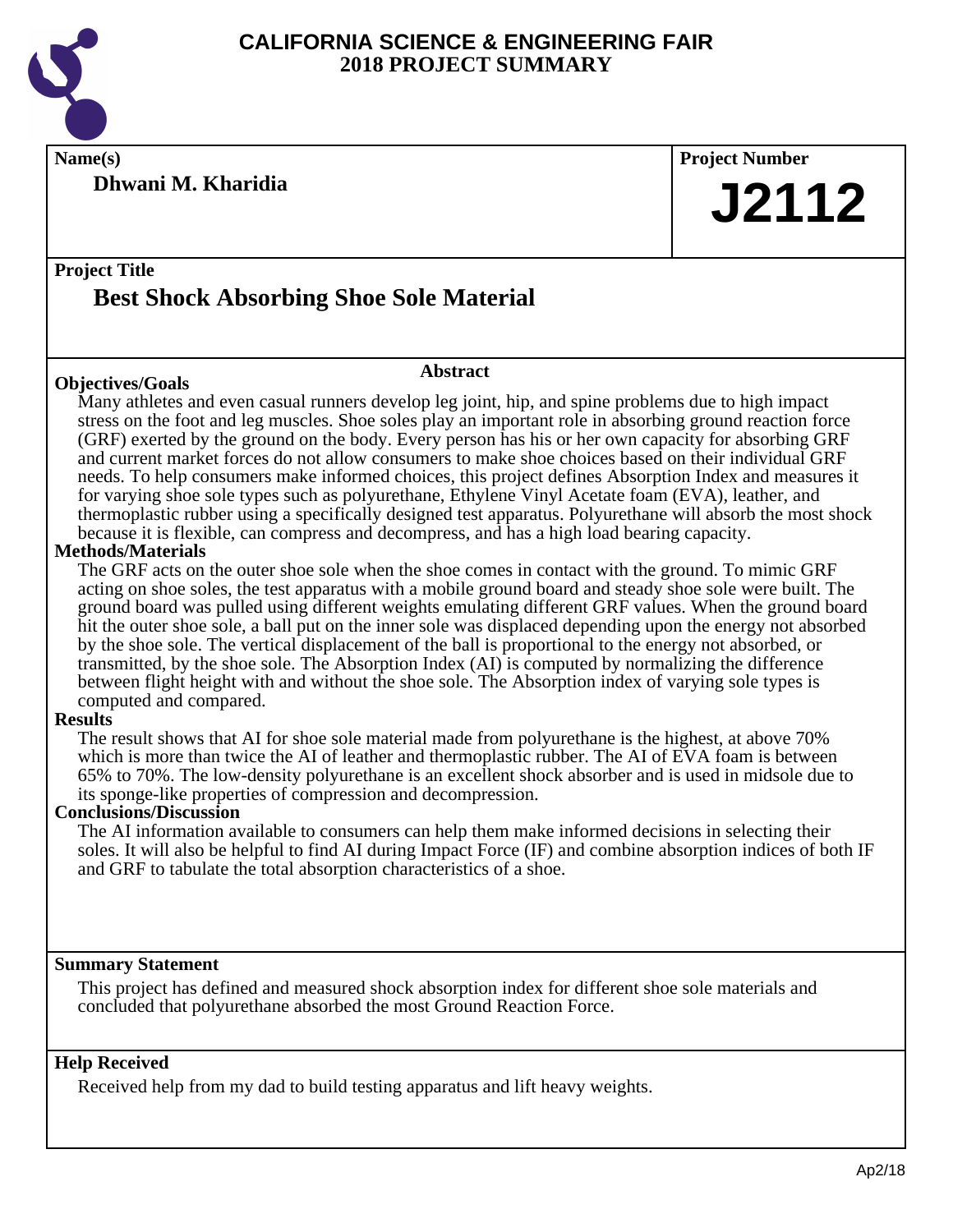# CALIFORNIA SCIENCE & ENGINEERING FAIR
# 2018 PROJECT SUMMARY

**Name(s)**

**Dhwani M. Kharidia**

**Project Number**

**J2112**

**Project Title**

## Best Shock Absorbing Shoe Sole Material

**Abstract**

### Objectives/Goals

Many athletes and even casual runners develop leg joint, hip, and spine problems due to high impact stress on the foot and leg muscles. Shoe soles play an important role in absorbing ground reaction force (GRF) exerted by the ground on the body. Every person has his or her own capacity for absorbing GRF and current market forces do not allow consumers to make shoe choices based on their individual GRF needs. To help consumers make informed choices, this project defines Absorption Index and measures it for varying shoe sole types such as polyurethane, Ethylene Vinyl Acetate foam (EVA), leather, and thermoplastic rubber using a specifically designed test apparatus. Polyurethane will absorb the most shock because it is flexible, can compress and decompress, and has a high load bearing capacity.

### Methods/Materials

The GRF acts on the outer shoe sole when the shoe comes in contact with the ground. To mimic GRF acting on shoe soles, the test apparatus with a mobile ground board and steady shoe sole were built. The ground board was pulled using different weights emulating different GRF values. When the ground board hit the outer shoe sole, a ball put on the inner sole was displaced depending upon the energy not absorbed by the shoe sole. The vertical displacement of the ball is proportional to the energy not absorbed, or transmitted, by the shoe sole. The Absorption Index (AI) is computed by normalizing the difference between flight height with and without the shoe sole. The Absorption index of varying sole types is computed and compared.

### Results

The result shows that AI for shoe sole material made from polyurethane is the highest, at above 70% which is more than twice the AI of leather and thermoplastic rubber. The AI of EVA foam is between 65% to 70%. The low-density polyurethane is an excellent shock absorber and is used in midsole due to its sponge-like properties of compression and decompression.

### Conclusions/Discussion

The AI information available to consumers can help them make informed decisions in selecting their soles. It will also be helpful to find AI during Impact Force (IF) and combine absorption indices of both IF and GRF to tabulate the total absorption characteristics of a shoe.

**Summary Statement**

This project has defined and measured shock absorption index for different shoe sole materials and concluded that polyurethane absorbed the most Ground Reaction Force.

**Help Received**

Received help from my dad to build testing apparatus and lift heavy weights.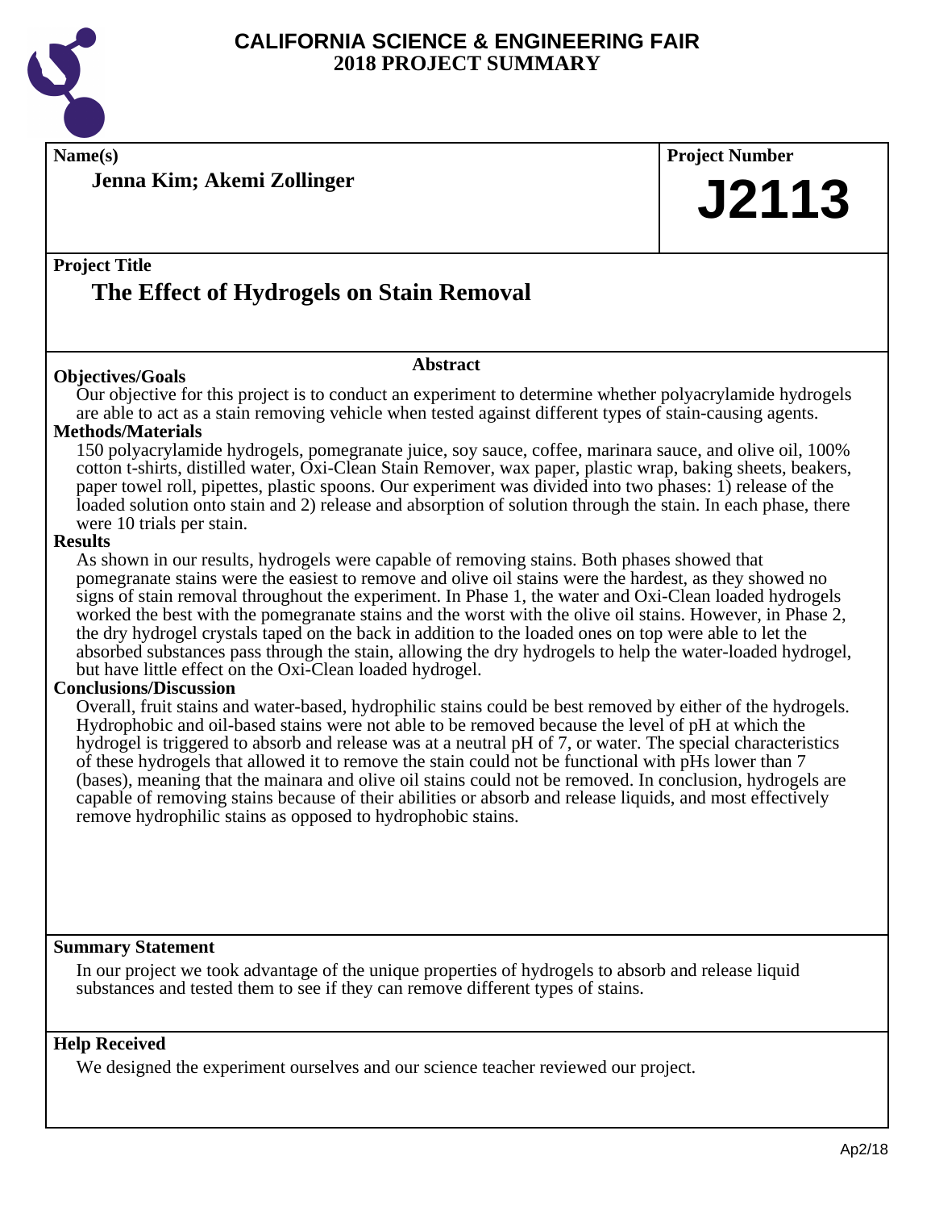# CALIFORNIA SCIENCE & ENGINEERING FAIR
## 2018 PROJECT SUMMARY

**Name(s)**

**Jenna Kim; Akemi Zollinger**

**Project Number**

**J2113**

**Project Title**

## The Effect of Hydrogels on Stain Removal

**Abstract**

**Objectives/Goals**

Our objective for this project is to conduct an experiment to determine whether polyacrylamide hydrogels are able to act as a stain removing vehicle when tested against different types of stain-causing agents.

**Methods/Materials**

150 polyacrylamide hydrogels, pomegranate juice, soy sauce, coffee, marinara sauce, and olive oil, 100% cotton t-shirts, distilled water, Oxi-Clean Stain Remover, wax paper, plastic wrap, baking sheets, beakers, paper towel roll, pipettes, plastic spoons. Our experiment was divided into two phases: 1) release of the loaded solution onto stain and 2) release and absorption of solution through the stain. In each phase, there were 10 trials per stain.

**Results**

As shown in our results, hydrogels were capable of removing stains. Both phases showed that pomegranate stains were the easiest to remove and olive oil stains were the hardest, as they showed no signs of stain removal throughout the experiment. In Phase 1, the water and Oxi-Clean loaded hydrogels worked the best with the pomegranate stains and the worst with the olive oil stains. However, in Phase 2, the dry hydrogel crystals taped on the back in addition to the loaded ones on top were able to let the absorbed substances pass through the stain, allowing the dry hydrogels to help the water-loaded hydrogel, but have little effect on the Oxi-Clean loaded hydrogel.

**Conclusions/Discussion**

Overall, fruit stains and water-based, hydrophilic stains could be best removed by either of the hydrogels. Hydrophobic and oil-based stains were not able to be removed because the level of pH at which the hydrogel is triggered to absorb and release was at a neutral pH of 7, or water. The special characteristics of these hydrogels that allowed it to remove the stain could not be functional with pHs lower than 7 (bases), meaning that the mainara and olive oil stains could not be removed. In conclusion, hydrogels are capable of removing stains because of their abilities or absorb and release liquids, and most effectively remove hydrophilic stains as opposed to hydrophobic stains.

**Summary Statement**

In our project we took advantage of the unique properties of hydrogels to absorb and release liquid substances and tested them to see if they can remove different types of stains.

**Help Received**

We designed the experiment ourselves and our science teacher reviewed our project.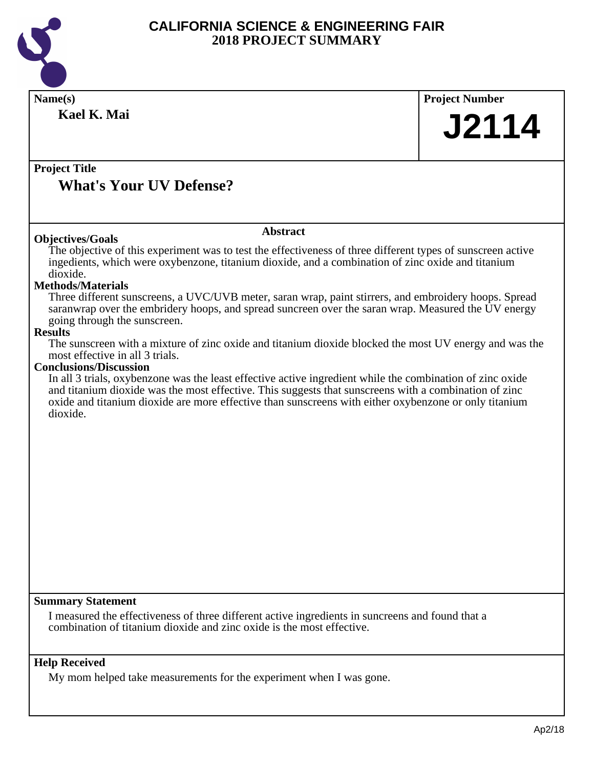# CALIFORNIA SCIENCE & ENGINEERING FAIR
# 2018 PROJECT SUMMARY

**Name(s)**
**Kael K. Mai**

**Project Number**
**J2114**

**Project Title**
## What's Your UV Defense?

### Abstract

**Objectives/Goals**
The objective of this experiment was to test the effectiveness of three different types of sunscreen active ingedients, which were oxybenzone, titanium dioxide, and a combination of zinc oxide and titanium dioxide.

**Methods/Materials**
Three different sunscreens, a UVC/UVB meter, saran wrap, paint stirrers, and embroidery hoops. Spread saranwrap over the embridery hoops, and spread suncreen over the saran wrap. Measured the UV energy going through the sunscreen.

**Results**
The sunscreen with a mixture of zinc oxide and titanium dioxide blocked the most UV energy and was the most effective in all 3 trials.

**Conclusions/Discussion**
In all 3 trials, oxybenzone was the least effective active ingredient while the combination of zinc oxide and titanium dioxide was the most effective. This suggests that sunscreens with a combination of zinc oxide and titanium dioxide are more effective than sunscreens with either oxybenzone or only titanium dioxide.

**Summary Statement**
I measured the effectiveness of three different active ingredients in suncreens and found that a combination of titanium dioxide and zinc oxide is the most effective.

**Help Received**
My mom helped take measurements for the experiment when I was gone.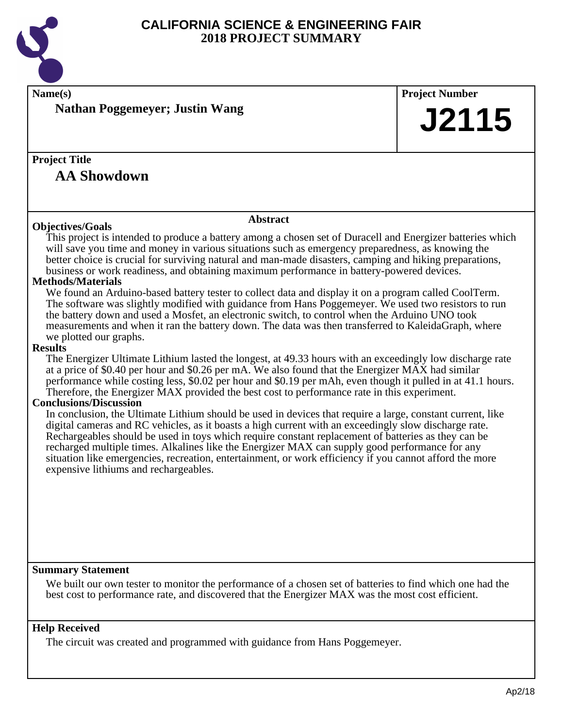# CALIFORNIA SCIENCE & ENGINEERING FAIR
## 2018 PROJECT SUMMARY

**Name(s)**

**Nathan Poggemeyer; Justin Wang**

**Project Number**

**J2115**

**Project Title**

**AA Showdown**

**Abstract**

**Objectives/Goals**

This project is intended to produce a battery among a chosen set of Duracell and Energizer batteries which will save you time and money in various situations such as emergency preparedness, as knowing the better choice is crucial for surviving natural and man-made disasters, camping and hiking preparations, business or work readiness, and obtaining maximum performance in battery-powered devices.

**Methods/Materials**

We found an Arduino-based battery tester to collect data and display it on a program called CoolTerm. The software was slightly modified with guidance from Hans Poggemeyer. We used two resistors to run the battery down and used a Mosfet, an electronic switch, to control when the Arduino UNO took measurements and when it ran the battery down. The data was then transferred to KaleidaGraph, where we plotted our graphs.

**Results**

The Energizer Ultimate Lithium lasted the longest, at 49.33 hours with an exceedingly low discharge rate at a price of $0.40 per hour and $0.26 per mA. We also found that the Energizer MAX had similar performance while costing less, $0.02 per hour and $0.19 per mAh, even though it pulled in at 41.1 hours. Therefore, the Energizer MAX provided the best cost to performance rate in this experiment.

**Conclusions/Discussion**

In conclusion, the Ultimate Lithium should be used in devices that require a large, constant current, like digital cameras and RC vehicles, as it boasts a high current with an exceedingly slow discharge rate. Rechargeables should be used in toys which require constant replacement of batteries as they can be recharged multiple times. Alkalines like the Energizer MAX can supply good performance for any situation like emergencies, recreation, entertainment, or work efficiency if you cannot afford the more expensive lithiums and rechargeables.

**Summary Statement**

We built our own tester to monitor the performance of a chosen set of batteries to find which one had the best cost to performance rate, and discovered that the Energizer MAX was the most cost efficient.

**Help Received**

The circuit was created and programmed with guidance from Hans Poggemeyer.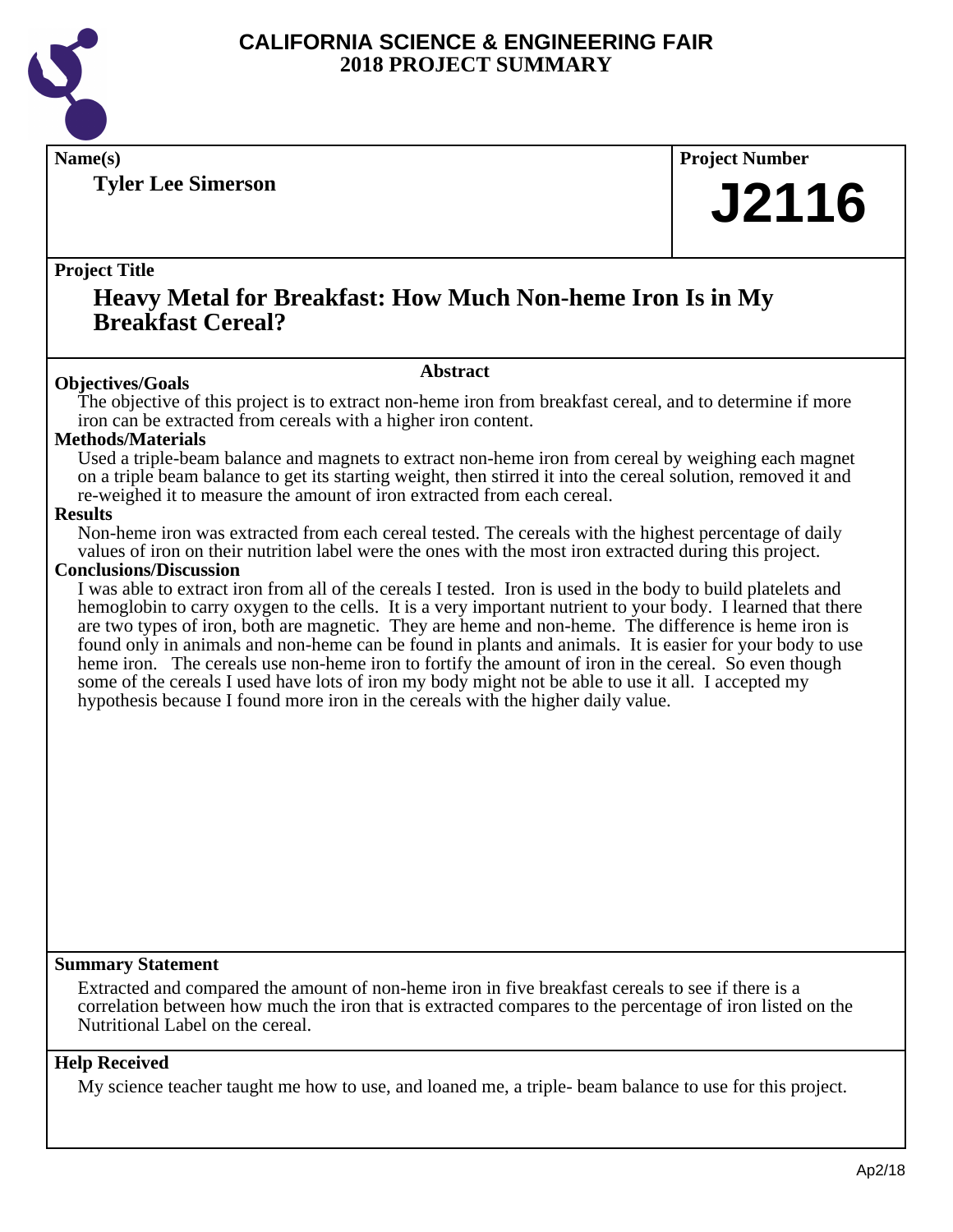# CALIFORNIA SCIENCE & ENGINEERING FAIR
## 2018 PROJECT SUMMARY

**Name(s)**

**Tyler Lee Simerson**

**Project Number**

**J2116**

**Project Title**

## Heavy Metal for Breakfast: How Much Non-heme Iron Is in My Breakfast Cereal?

### Abstract

**Objectives/Goals**

The objective of this project is to extract non-heme iron from breakfast cereal, and to determine if more iron can be extracted from cereals with a higher iron content.

**Methods/Materials**

Used a triple-beam balance and magnets to extract non-heme iron from cereal by weighing each magnet on a triple beam balance to get its starting weight, then stirred it into the cereal solution, removed it and re-weighed it to measure the amount of iron extracted from each cereal.

**Results**

Non-heme iron was extracted from each cereal tested. The cereals with the highest percentage of daily values of iron on their nutrition label were the ones with the most iron extracted during this project.

**Conclusions/Discussion**

I was able to extract iron from all of the cereals I tested. Iron is used in the body to build platelets and hemoglobin to carry oxygen to the cells. It is a very important nutrient to your body. I learned that there are two types of iron, both are magnetic. They are heme and non-heme. The difference is heme iron is found only in animals and non-heme can be found in plants and animals. It is easier for your body to use heme iron. The cereals use non-heme iron to fortify the amount of iron in the cereal. So even though some of the cereals I used have lots of iron my body might not be able to use it all. I accepted my hypothesis because I found more iron in the cereals with the higher daily value.

**Summary Statement**

Extracted and compared the amount of non-heme iron in five breakfast cereals to see if there is a correlation between how much the iron that is extracted compares to the percentage of iron listed on the Nutritional Label on the cereal.

**Help Received**

My science teacher taught me how to use, and loaned me, a triple- beam balance to use for this project.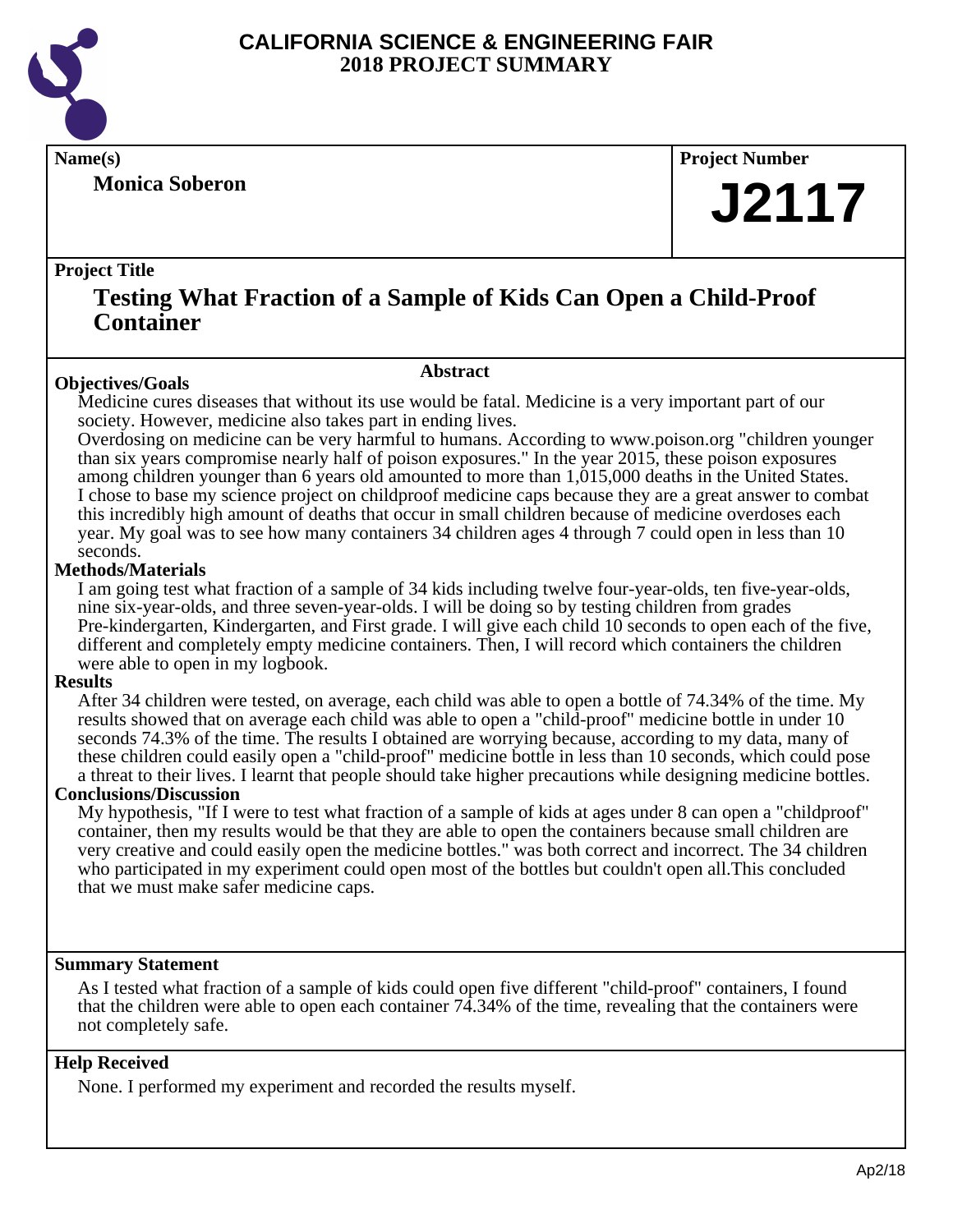# CALIFORNIA SCIENCE & ENGINEERING FAIR
# 2018 PROJECT SUMMARY

**Name(s)**

**Monica Soberon**

**Project Number**

**J2117**

**Project Title**

## Testing What Fraction of a Sample of Kids Can Open a Child-Proof Container

### Abstract

**Objectives/Goals**

Medicine cures diseases that without its use would be fatal. Medicine is a very important part of our society. However, medicine also takes part in ending lives.
Overdosing on medicine can be very harmful to humans. According to www.poison.org "children younger than six years compromise nearly half of poison exposures." In the year 2015, these poison exposures among children younger than 6 years old amounted to more than 1,015,000 deaths in the United States. I chose to base my science project on childproof medicine caps because they are a great answer to combat this incredibly high amount of deaths that occur in small children because of medicine overdoses each year. My goal was to see how many containers 34 children ages 4 through 7 could open in less than 10 seconds.

**Methods/Materials**

I am going test what fraction of a sample of 34 kids including twelve four-year-olds, ten five-year-olds, nine six-year-olds, and three seven-year-olds. I will be doing so by testing children from grades Pre-kindergarten, Kindergarten, and First grade. I will give each child 10 seconds to open each of the five, different and completely empty medicine containers. Then, I will record which containers the children were able to open in my logbook.

**Results**

After 34 children were tested, on average, each child was able to open a bottle of 74.34% of the time. My results showed that on average each child was able to open a "child-proof" medicine bottle in under 10 seconds 74.3% of the time. The results I obtained are worrying because, according to my data, many of these children could easily open a "child-proof" medicine bottle in less than 10 seconds, which could pose a threat to their lives. I learnt that people should take higher precautions while designing medicine bottles.

**Conclusions/Discussion**

My hypothesis, "If I were to test what fraction of a sample of kids at ages under 8 can open a "childproof" container, then my results would be that they are able to open the containers because small children are very creative and could easily open the medicine bottles." was both correct and incorrect. The 34 children who participated in my experiment could open most of the bottles but couldn't open all.This concluded that we must make safer medicine caps.

**Summary Statement**

As I tested what fraction of a sample of kids could open five different "child-proof" containers, I found that the children were able to open each container 74.34% of the time, revealing that the containers were not completely safe.

**Help Received**

None. I performed my experiment and recorded the results myself.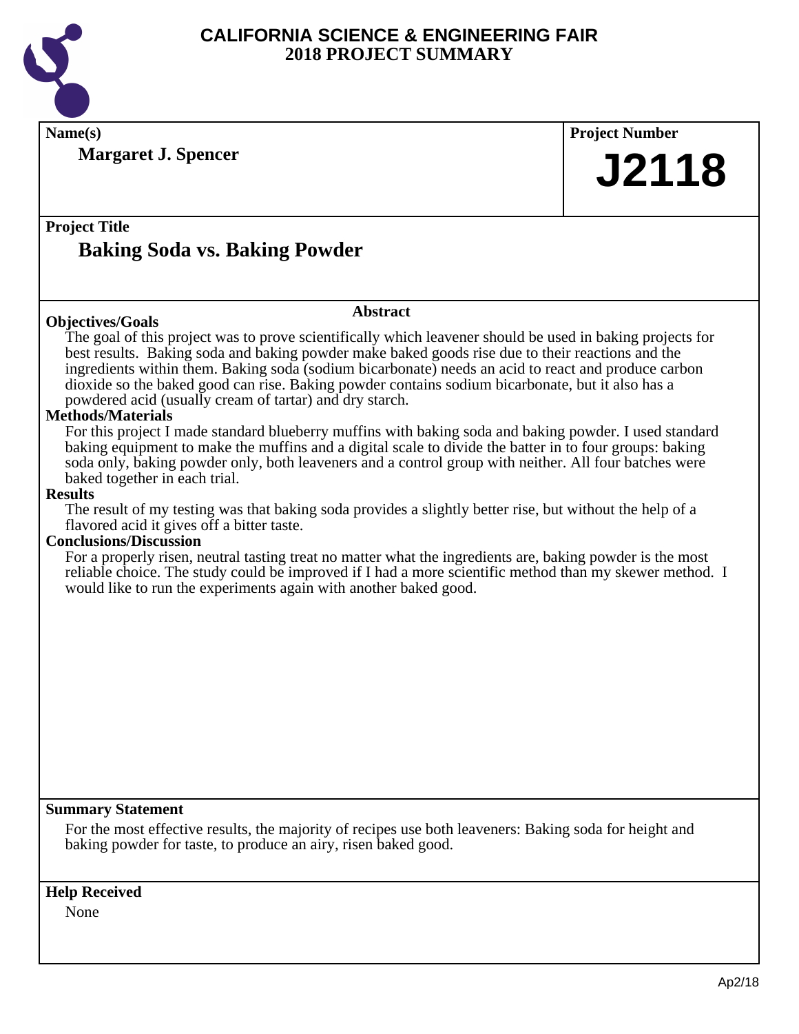# CALIFORNIA SCIENCE & ENGINEERING FAIR
## 2018 PROJECT SUMMARY

**Name(s)**

**Margaret J. Spencer**

**Project Number**

**J2118**

**Project Title**

## Baking Soda vs. Baking Powder

### Abstract

**Objectives/Goals**

The goal of this project was to prove scientifically which leavener should be used in baking projects for best results. Baking soda and baking powder make baked goods rise due to their reactions and the ingredients within them. Baking soda (sodium bicarbonate) needs an acid to react and produce carbon dioxide so the baked good can rise. Baking powder contains sodium bicarbonate, but it also has a powdered acid (usually cream of tartar) and dry starch.

**Methods/Materials**

For this project I made standard blueberry muffins with baking soda and baking powder. I used standard baking equipment to make the muffins and a digital scale to divide the batter in to four groups: baking soda only, baking powder only, both leaveners and a control group with neither. All four batches were baked together in each trial.

**Results**

The result of my testing was that baking soda provides a slightly better rise, but without the help of a flavored acid it gives off a bitter taste.

**Conclusions/Discussion**

For a properly risen, neutral tasting treat no matter what the ingredients are, baking powder is the most reliable choice. The study could be improved if I had a more scientific method than my skewer method. I would like to run the experiments again with another baked good.

**Summary Statement**

For the most effective results, the majority of recipes use both leaveners: Baking soda for height and baking powder for taste, to produce an airy, risen baked good.

**Help Received**

None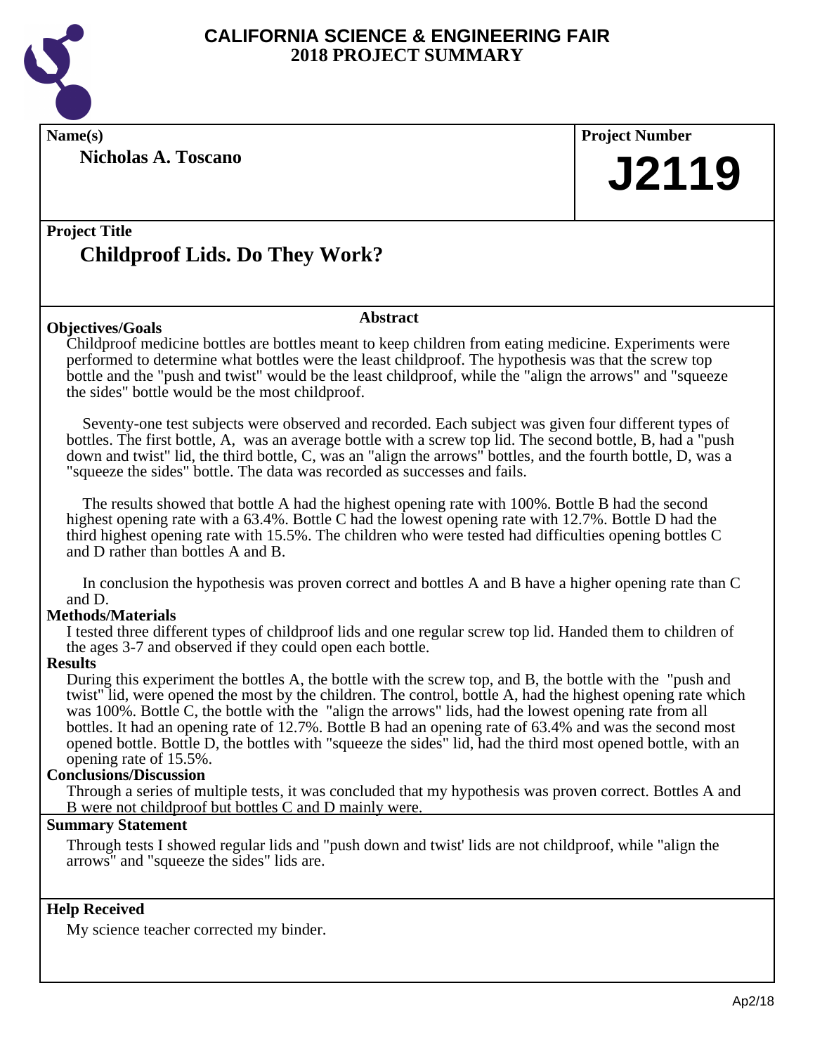# CALIFORNIA SCIENCE & ENGINEERING FAIR
## 2018 PROJECT SUMMARY

**Name(s)**

**Nicholas A. Toscano**

**Project Number**

**J2119**

**Project Title**

## Childproof Lids. Do They Work?

### Abstract

**Objectives/Goals**

Childproof medicine bottles are bottles meant to keep children from eating medicine. Experiments were performed to determine what bottles were the least childproof. The hypothesis was that the screw top bottle and the "push and twist" would be the least childproof, while the "align the arrows" and "squeeze the sides" bottle would be the most childproof.

Seventy-one test subjects were observed and recorded. Each subject was given four different types of bottles. The first bottle, A, was an average bottle with a screw top lid. The second bottle, B, had a "push down and twist" lid, the third bottle, C, was an "align the arrows" bottles, and the fourth bottle, D, was a "squeeze the sides" bottle. The data was recorded as successes and fails.

The results showed that bottle A had the highest opening rate with 100%. Bottle B had the second highest opening rate with a 63.4%. Bottle C had the lowest opening rate with 12.7%. Bottle D had the third highest opening rate with 15.5%. The children who were tested had difficulties opening bottles C and D rather than bottles A and B.

In conclusion the hypothesis was proven correct and bottles A and B have a higher opening rate than C and D.

**Methods/Materials**

I tested three different types of childproof lids and one regular screw top lid. Handed them to children of the ages 3-7 and observed if they could open each bottle.

**Results**

During this experiment the bottles A, the bottle with the screw top, and B, the bottle with the "push and twist" lid, were opened the most by the children. The control, bottle A, had the highest opening rate which was 100%. Bottle C, the bottle with the "align the arrows" lids, had the lowest opening rate from all bottles. It had an opening rate of 12.7%. Bottle B had an opening rate of 63.4% and was the second most opened bottle. Bottle D, the bottles with "squeeze the sides" lid, had the third most opened bottle, with an opening rate of 15.5%.

**Conclusions/Discussion**

Through a series of multiple tests, it was concluded that my hypothesis was proven correct. Bottles A and B were not childproof but bottles C and D mainly were.

**Summary Statement**

Through tests I showed regular lids and "push down and twist' lids are not childproof, while "align the arrows" and "squeeze the sides" lids are.

**Help Received**

My science teacher corrected my binder.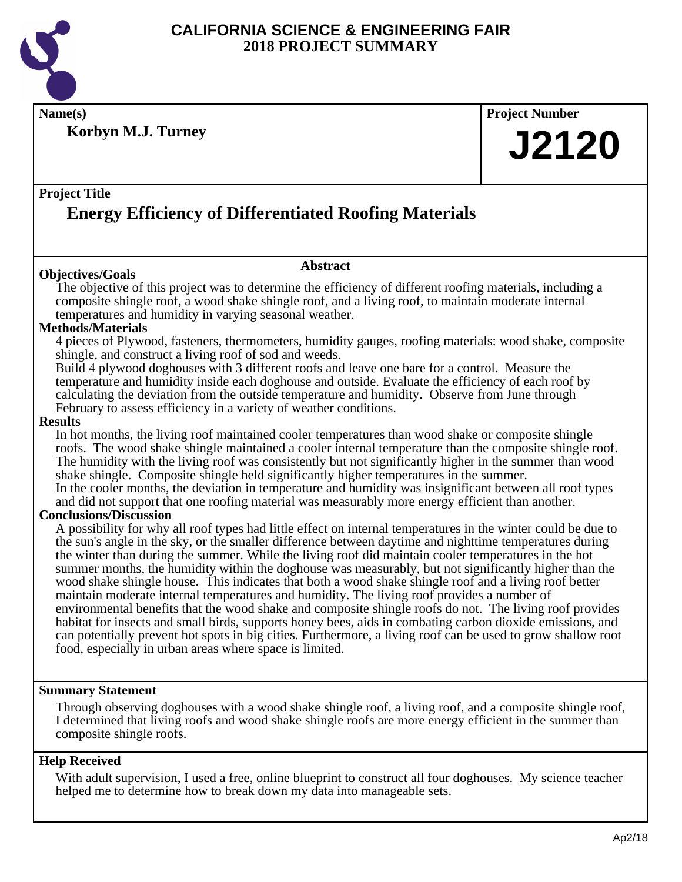# CALIFORNIA SCIENCE & ENGINEERING FAIR
# 2018 PROJECT SUMMARY

**Name(s)**

**Korbyn M.J. Turney**

**Project Number**

**J2120**

**Project Title**

## Energy Efficiency of Differentiated Roofing Materials

### Abstract

**Objectives/Goals**

The objective of this project was to determine the efficiency of different roofing materials, including a composite shingle roof, a wood shake shingle roof, and a living roof, to maintain moderate internal temperatures and humidity in varying seasonal weather.

**Methods/Materials**

4 pieces of Plywood, fasteners, thermometers, humidity gauges, roofing materials: wood shake, composite shingle, and construct a living roof of sod and weeds.

Build 4 plywood doghouses with 3 different roofs and leave one bare for a control. Measure the temperature and humidity inside each doghouse and outside. Evaluate the efficiency of each roof by calculating the deviation from the outside temperature and humidity. Observe from June through February to assess efficiency in a variety of weather conditions.

**Results**

In hot months, the living roof maintained cooler temperatures than wood shake or composite shingle roofs. The wood shake shingle maintained a cooler internal temperature than the composite shingle roof. The humidity with the living roof was consistently but not significantly higher in the summer than wood shake shingle. Composite shingle held significantly higher temperatures in the summer.

In the cooler months, the deviation in temperature and humidity was insignificant between all roof types and did not support that one roofing material was measurably more energy efficient than another.

**Conclusions/Discussion**

A possibility for why all roof types had little effect on internal temperatures in the winter could be due to the sun's angle in the sky, or the smaller difference between daytime and nighttime temperatures during the winter than during the summer. While the living roof did maintain cooler temperatures in the hot summer months, the humidity within the doghouse was measurably, but not significantly higher than the wood shake shingle house. This indicates that both a wood shake shingle roof and a living roof better maintain moderate internal temperatures and humidity. The living roof provides a number of environmental benefits that the wood shake and composite shingle roofs do not. The living roof provides habitat for insects and small birds, supports honey bees, aids in combating carbon dioxide emissions, and can potentially prevent hot spots in big cities. Furthermore, a living roof can be used to grow shallow root food, especially in urban areas where space is limited.

**Summary Statement**

Through observing doghouses with a wood shake shingle roof, a living roof, and a composite shingle roof, I determined that living roofs and wood shake shingle roofs are more energy efficient in the summer than composite shingle roofs.

**Help Received**

With adult supervision, I used a free, online blueprint to construct all four doghouses. My science teacher helped me to determine how to break down my data into manageable sets.